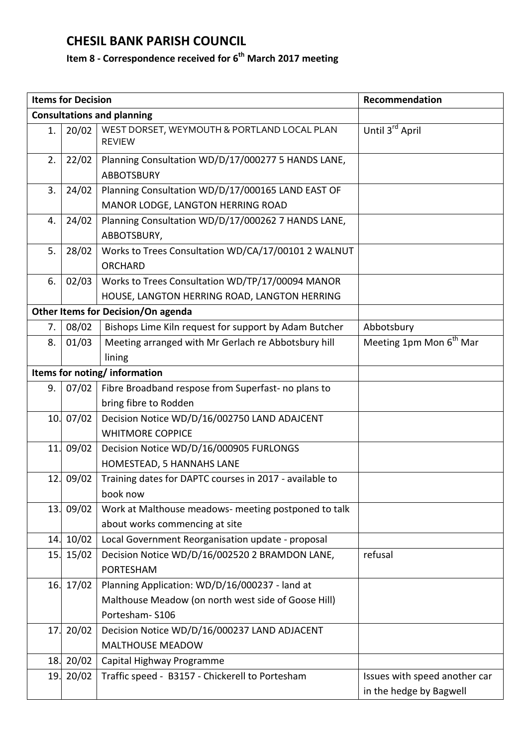# CHESIL BANK PARISH COUNCIL

## Item 8 - Correspondence received for 6th March 2017 meeting

| Items for Decision | | | Recommendation |
|---|---|---|---|
| **Consultations and planning** | | | |
| 1. | 20/02 | WEST DORSET, WEYMOUTH & PORTLAND LOCAL PLAN REVIEW | Until 3rd April |
| 2. | 22/02 | Planning Consultation WD/D/17/000277 5 HANDS LANE, ABBOTSBURY | |
| 3. | 24/02 | Planning Consultation WD/D/17/000165 LAND EAST OF MANOR LODGE, LANGTON HERRING ROAD | |
| 4. | 24/02 | Planning Consultation WD/D/17/000262 7 HANDS LANE, ABBOTSBURY, | |
| 5. | 28/02 | Works to Trees Consultation WD/CA/17/00101 2 WALNUT ORCHARD | |
| 6. | 02/03 | Works to Trees Consultation WD/TP/17/00094 MANOR HOUSE, LANGTON HERRING ROAD, LANGTON HERRING | |
| **Other Items for Decision/On agenda** | | | |
| 7. | 08/02 | Bishops Lime Kiln request for support by Adam Butcher | Abbotsbury |
| 8. | 01/03 | Meeting arranged with Mr Gerlach re Abbotsbury hill lining | Meeting 1pm Mon 6th Mar |
| **Items for noting/ information** | | | |
| 9. | 07/02 | Fibre Broadband respose from Superfast- no plans to bring fibre to Rodden | |
| 10. | 07/02 | Decision Notice WD/D/16/002750 LAND ADAJCENT WHITMORE COPPICE | |
| 11. | 09/02 | Decision Notice WD/D/16/000905 FURLONGS HOMESTEAD, 5 HANNAHS LANE | |
| 12. | 09/02 | Training dates for DAPTC courses in 2017 - available to book now | |
| 13. | 09/02 | Work at Malthouse meadows- meeting postponed to talk about works commencing at site | |
| 14. | 10/02 | Local Government Reorganisation update - proposal | |
| 15. | 15/02 | Decision Notice WD/D/16/002520 2 BRAMDON LANE, PORTESHAM | refusal |
| 16. | 17/02 | Planning Application: WD/D/16/000237 - land at Malthouse Meadow (on north west side of Goose Hill) Portesham- S106 | |
| 17. | 20/02 | Decision Notice WD/D/16/000237 LAND ADJACENT MALTHOUSE MEADOW | |
| 18. | 20/02 | Capital Highway Programme | |
| 19. | 20/02 | Traffic speed - B3157 - Chickerell to Portesham | Issues with speed another car in the hedge by Bagwell |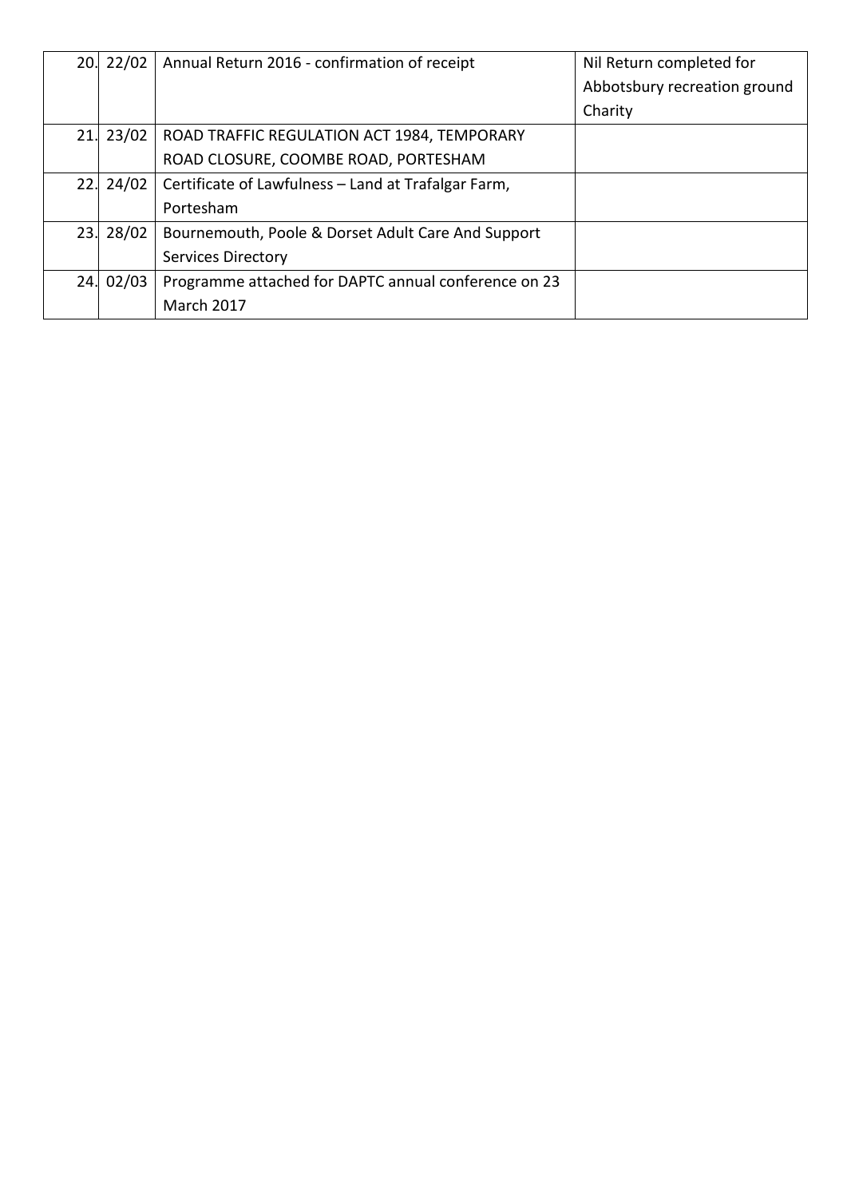| | | | |
|---|---|---|---|
| 20. | 22/02 | Annual Return 2016 - confirmation of receipt | Nil Return completed for Abbotsbury recreation ground Charity |
| 21. | 23/02 | ROAD TRAFFIC REGULATION ACT 1984, TEMPORARY ROAD CLOSURE, COOMBE ROAD, PORTESHAM | |
| 22. | 24/02 | Certificate of Lawfulness – Land at Trafalgar Farm, Portesham | |
| 23. | 28/02 | Bournemouth, Poole & Dorset Adult Care And Support Services Directory | |
| 24. | 02/03 | Programme attached for DAPTC annual conference on 23 March 2017 | |